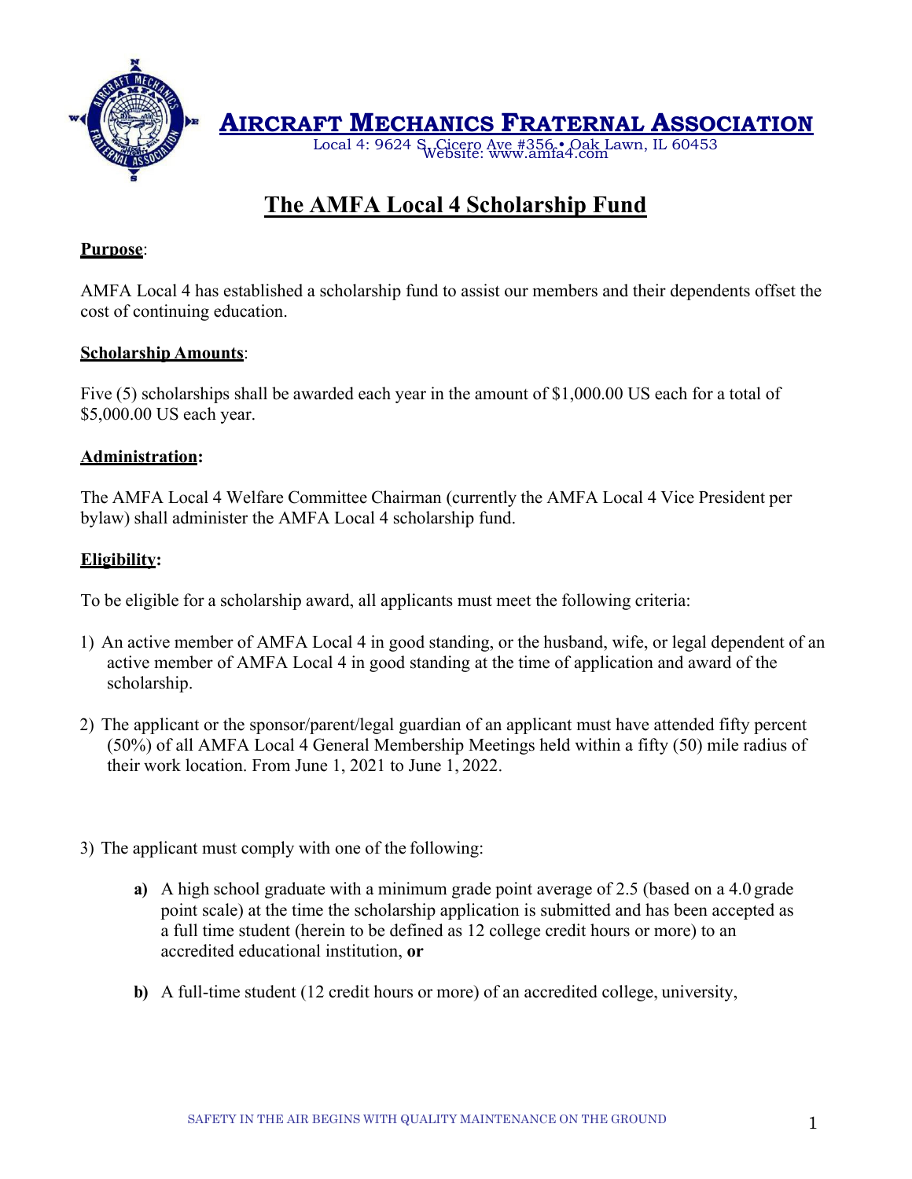## Aircraft Mechanics Fraternal Association

Local 4: 9624 S. Cicero Ave #356 • Oak Lawn, IL 60453
Website: www.amfa4.com

# The AMFA Local 4 Scholarship Fund

**Purpose**:

AMFA Local 4 has established a scholarship fund to assist our members and their dependents offset the cost of continuing education.

**Scholarship Amounts**:

Five (5) scholarships shall be awarded each year in the amount of $1,000.00 US each for a total of $5,000.00 US each year.

**Administration:**

The AMFA Local 4 Welfare Committee Chairman (currently the AMFA Local 4 Vice President per bylaw) shall administer the AMFA Local 4 scholarship fund.

**Eligibility:**

To be eligible for a scholarship award, all applicants must meet the following criteria:

1) An active member of AMFA Local 4 in good standing, or the husband, wife, or legal dependent of an active member of AMFA Local 4 in good standing at the time of application and award of the scholarship.

2) The applicant or the sponsor/parent/legal guardian of an applicant must have attended fifty percent (50%) of all AMFA Local 4 General Membership Meetings held within a fifty (50) mile radius of their work location. From June 1, 2021 to June 1, 2022.

3) The applicant must comply with one of the following:

   **a)** A high school graduate with a minimum grade point average of 2.5 (based on a 4.0 grade point scale) at the time the scholarship application is submitted and has been accepted as a full time student (herein to be defined as 12 college credit hours or more) to an accredited educational institution, **or**

   **b)** A full-time student (12 credit hours or more) of an accredited college, university,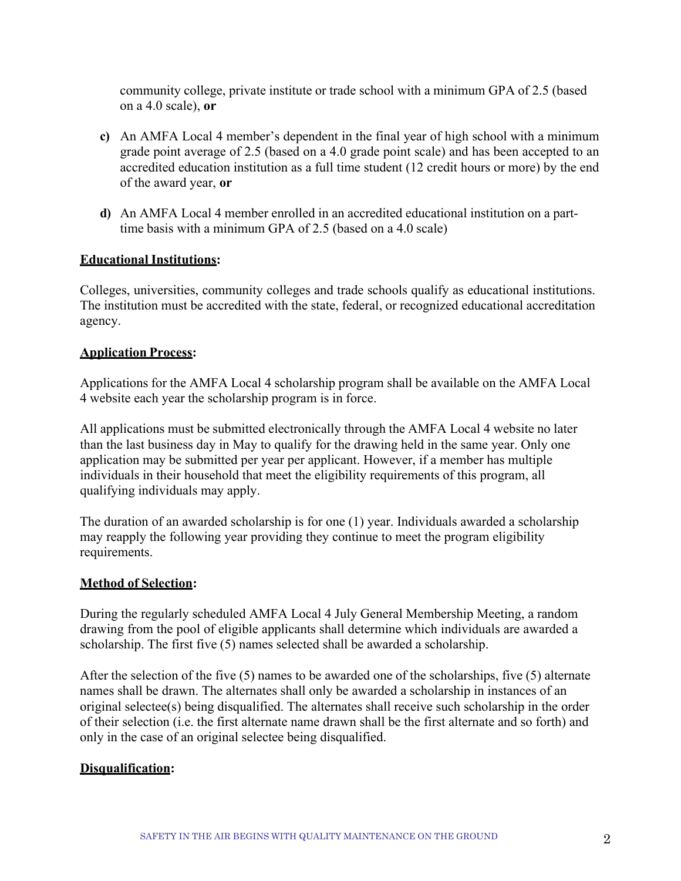community college, private institute or trade school with a minimum GPA of 2.5 (based on a 4.0 scale), **or**

**c)** An AMFA Local 4 member's dependent in the final year of high school with a minimum grade point average of 2.5 (based on a 4.0 grade point scale) and has been accepted to an accredited education institution as a full time student (12 credit hours or more) by the end of the award year, **or**

**d)** An AMFA Local 4 member enrolled in an accredited educational institution on a part-time basis with a minimum GPA of 2.5 (based on a 4.0 scale)

**<u>Educational Institutions</u>:**

Colleges, universities, community colleges and trade schools qualify as educational institutions. The institution must be accredited with the state, federal, or recognized educational accreditation agency.

**<u>Application Process</u>:**

Applications for the AMFA Local 4 scholarship program shall be available on the AMFA Local 4 website each year the scholarship program is in force.

All applications must be submitted electronically through the AMFA Local 4 website no later than the last business day in May to qualify for the drawing held in the same year. Only one application may be submitted per year per applicant. However, if a member has multiple individuals in their household that meet the eligibility requirements of this program, all qualifying individuals may apply.

The duration of an awarded scholarship is for one (1) year. Individuals awarded a scholarship may reapply the following year providing they continue to meet the program eligibility requirements.

**<u>Method of Selection</u>:**

During the regularly scheduled AMFA Local 4 July General Membership Meeting, a random drawing from the pool of eligible applicants shall determine which individuals are awarded a scholarship. The first five (5) names selected shall be awarded a scholarship.

After the selection of the five (5) names to be awarded one of the scholarships, five (5) alternate names shall be drawn. The alternates shall only be awarded a scholarship in instances of an original selectee(s) being disqualified. The alternates shall receive such scholarship in the order of their selection (i.e. the first alternate name drawn shall be the first alternate and so forth) and only in the case of an original selectee being disqualified.

**<u>Disqualification</u>:**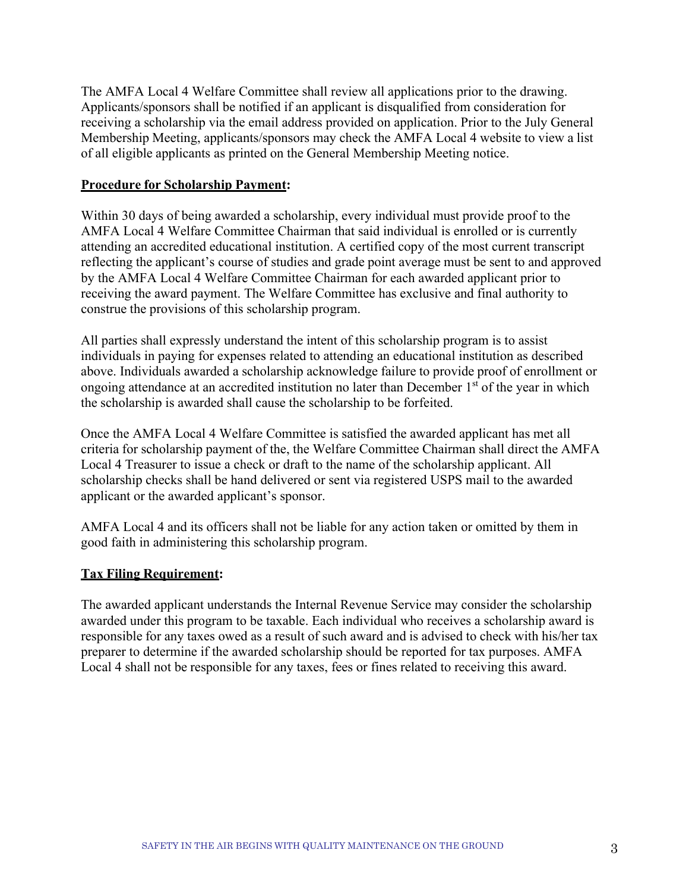The AMFA Local 4 Welfare Committee shall review all applications prior to the drawing. Applicants/sponsors shall be notified if an applicant is disqualified from consideration for receiving a scholarship via the email address provided on application. Prior to the July General Membership Meeting, applicants/sponsors may check the AMFA Local 4 website to view a list of all eligible applicants as printed on the General Membership Meeting notice.

**Procedure for Scholarship Payment:**

Within 30 days of being awarded a scholarship, every individual must provide proof to the AMFA Local 4 Welfare Committee Chairman that said individual is enrolled or is currently attending an accredited educational institution. A certified copy of the most current transcript reflecting the applicant's course of studies and grade point average must be sent to and approved by the AMFA Local 4 Welfare Committee Chairman for each awarded applicant prior to receiving the award payment. The Welfare Committee has exclusive and final authority to construe the provisions of this scholarship program.

All parties shall expressly understand the intent of this scholarship program is to assist individuals in paying for expenses related to attending an educational institution as described above. Individuals awarded a scholarship acknowledge failure to provide proof of enrollment or ongoing attendance at an accredited institution no later than December 1st of the year in which the scholarship is awarded shall cause the scholarship to be forfeited.

Once the AMFA Local 4 Welfare Committee is satisfied the awarded applicant has met all criteria for scholarship payment of the, the Welfare Committee Chairman shall direct the AMFA Local 4 Treasurer to issue a check or draft to the name of the scholarship applicant. All scholarship checks shall be hand delivered or sent via registered USPS mail to the awarded applicant or the awarded applicant's sponsor.

AMFA Local 4 and its officers shall not be liable for any action taken or omitted by them in good faith in administering this scholarship program.

**Tax Filing Requirement:**

The awarded applicant understands the Internal Revenue Service may consider the scholarship awarded under this program to be taxable. Each individual who receives a scholarship award is responsible for any taxes owed as a result of such award and is advised to check with his/her tax preparer to determine if the awarded scholarship should be reported for tax purposes. AMFA Local 4 shall not be responsible for any taxes, fees or fines related to receiving this award.